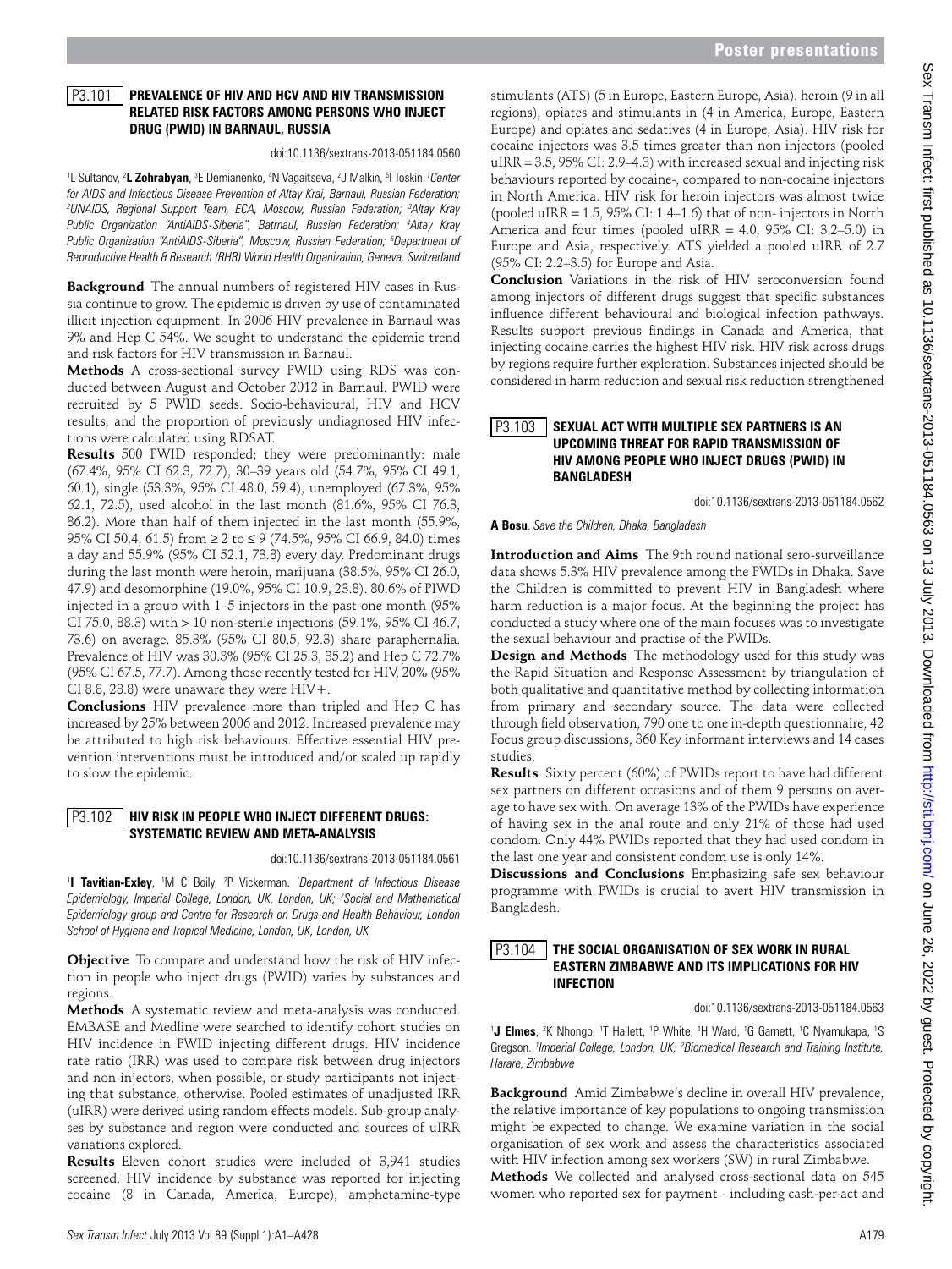## P3.101 PREVALENCE OF HIV AND HCV AND HIV TRANSMISSION RELATED RISK FACTORS AMONG PERSONS WHO INJECT DRUG (PWID) IN BARNAUL, RUSSIA

doi:10.1136/sextrans-2013-051184.0560

[1]L Sultanov, [2]**L Zohrabyan**, [3]E Demianenko, [4]N Vagaitseva, [2]J Malkin, [5]I Toskin. [1]*Center for AIDS and Infectious Disease Prevention of Altay Krai, Barnaul, Russian Federation;* [2]*UNAIDS, Regional Support Team, ECA, Moscow, Russian Federation;* [3]*Altay Kray Public Organization "AntiAIDS-Siberia", Batrnaul, Russian Federation;* [4]*Altay Kray Public Organization "AntiAIDS-Siberia", Moscow, Russian Federation;* [5]*Department of Reproductive Health & Research (RHR) World Health Organization, Geneva, Switzerland*

**Background** The annual numbers of registered HIV cases in Russia continue to grow. The epidemic is driven by use of contaminated illicit injection equipment. In 2006 HIV prevalence in Barnaul was 9% and Hep C 54%. We sought to understand the epidemic trend and risk factors for HIV transmission in Barnaul.

**Methods** A cross-sectional survey PWID using RDS was conducted between August and October 2012 in Barnaul. PWID were recruited by 5 PWID seeds. Socio-behavioural, HIV and HCV results, and the proportion of previously undiagnosed HIV infections were calculated using RDSAT.

**Results** 500 PWID responded; they were predominantly: male (67.4%, 95% CI 62.3, 72.7), 30–39 years old (54.7%, 95% CI 49.1, 60.1), single (53.3%, 95% CI 48.0, 59.4), unemployed (67.3%, 95% 62.1, 72.5), used alcohol in the last month (81.6%, 95% CI 76.3, 86.2). More than half of them injected in the last month (55.9%, 95% CI 50.4, 61.5) from ≥ 2 to ≤ 9 (74.5%, 95% CI 66.9, 84.0) times a day and 55.9% (95% CI 52.1, 73.8) every day. Predominant drugs during the last month were heroin, marijuana (38.5%, 95% CI 26.0, 47.9) and desomorphine (19.0%, 95% CI 10.9, 23.8). 80.6% of PIWD injected in a group with 1–5 injectors in the past one month (95% CI 75.0, 88.3) with > 10 non-sterile injections (59.1%, 95% CI 46.7, 73.6) on average. 85.3% (95% CI 80.5, 92.3) share paraphernalia. Prevalence of HIV was 30.3% (95% CI 25.3, 35.2) and Hep C 72.7% (95% CI 67.5, 77.7). Among those recently tested for HIV, 20% (95% CI 8.8, 28.8) were unaware they were HIV+.

**Conclusions** HIV prevalence more than tripled and Hep C has increased by 25% between 2006 and 2012. Increased prevalence may be attributed to high risk behaviours. Effective essential HIV prevention interventions must be introduced and/or scaled up rapidly to slow the epidemic.

## P3.102 HIV RISK IN PEOPLE WHO INJECT DIFFERENT DRUGS: SYSTEMATIC REVIEW AND META-ANALYSIS

doi:10.1136/sextrans-2013-051184.0561

[1]**I Tavitian-Exley**, [1]M C Boily, [2]P Vickerman. [1]*Department of Infectious Disease Epidemiology, Imperial College, London, UK, London, UK;* [2]*Social and Mathematical Epidemiology group and Centre for Research on Drugs and Health Behaviour, London School of Hygiene and Tropical Medicine, London, UK, London, UK*

**Objective** To compare and understand how the risk of HIV infection in people who inject drugs (PWID) varies by substances and regions.

**Methods** A systematic review and meta-analysis was conducted. EMBASE and Medline were searched to identify cohort studies on HIV incidence in PWID injecting different drugs. HIV incidence rate ratio (IRR) was used to compare risk between drug injectors and non injectors, when possible, or study participants not injecting that substance, otherwise. Pooled estimates of unadjusted IRR (uIRR) were derived using random effects models. Sub-group analyses by substance and region were conducted and sources of uIRR variations explored.

**Results** Eleven cohort studies were included of 3,941 studies screened. HIV incidence by substance was reported for injecting cocaine (8 in Canada, America, Europe), amphetamine-type stimulants (ATS) (5 in Europe, Eastern Europe, Asia), heroin (9 in all regions), opiates and stimulants in (4 in America, Europe, Eastern Europe) and opiates and sedatives (4 in Europe, Asia). HIV risk for cocaine injectors was 3.5 times greater than non injectors (pooled uIRR = 3.5, 95% CI: 2.9–4.3) with increased sexual and injecting risk behaviours reported by cocaine-, compared to non-cocaine injectors in North America. HIV risk for heroin injectors was almost twice (pooled uIRR = 1.5, 95% CI: 1.4–1.6) that of non- injectors in North America and four times (pooled uIRR = 4.0, 95% CI: 3.2–5.0) in Europe and Asia, respectively. ATS yielded a pooled uIRR of 2.7 (95% CI: 2.2–3.5) for Europe and Asia.

**Conclusion** Variations in the risk of HIV seroconversion found among injectors of different drugs suggest that specific substances influence different behavioural and biological infection pathways. Results support previous findings in Canada and America, that injecting cocaine carries the highest HIV risk. HIV risk across drugs by regions require further exploration. Substances injected should be considered in harm reduction and sexual risk reduction strengthened

## P3.103 SEXUAL ACT WITH MULTIPLE SEX PARTNERS IS AN UPCOMING THREAT FOR RAPID TRANSMISSION OF HIV AMONG PEOPLE WHO INJECT DRUGS (PWID) IN BANGLADESH

doi:10.1136/sextrans-2013-051184.0562

**A Bosu**. *Save the Children, Dhaka, Bangladesh*

**Introduction and Aims** The 9th round national sero-surveillance data shows 5.3% HIV prevalence among the PWIDs in Dhaka. Save the Children is committed to prevent HIV in Bangladesh where harm reduction is a major focus. At the beginning the project has conducted a study where one of the main focuses was to investigate the sexual behaviour and practise of the PWIDs.

**Design and Methods** The methodology used for this study was the Rapid Situation and Response Assessment by triangulation of both qualitative and quantitative method by collecting information from primary and secondary source. The data were collected through field observation, 790 one to one in-depth questionnaire, 42 Focus group discussions, 360 Key informant interviews and 14 cases studies.

**Results** Sixty percent (60%) of PWIDs report to have had different sex partners on different occasions and of them 9 persons on average to have sex with. On average 13% of the PWIDs have experience of having sex in the anal route and only 21% of those had used condom. Only 44% PWIDs reported that they had used condom in the last one year and consistent condom use is only 14%.

**Discussions and Conclusions** Emphasizing safe sex behaviour programme with PWIDs is crucial to avert HIV transmission in Bangladesh.

## P3.104 THE SOCIAL ORGANISATION OF SEX WORK IN RURAL EASTERN ZIMBABWE AND ITS IMPLICATIONS FOR HIV INFECTION

doi:10.1136/sextrans-2013-051184.0563

[1]**J Elmes**, [2]K Nhongo, [1]T Hallett, [1]P White, [1]H Ward, [1]G Garnett, [1]C Nyamukapa, [1]S Gregson. [1]*Imperial College, London, UK;* [2]*Biomedical Research and Training Institute, Harare, Zimbabwe*

**Background** Amid Zimbabwe's decline in overall HIV prevalence, the relative importance of key populations to ongoing transmission might be expected to change. We examine variation in the social organisation of sex work and assess the characteristics associated with HIV infection among sex workers (SW) in rural Zimbabwe.

**Methods** We collected and analysed cross-sectional data on 545 women who reported sex for payment - including cash-per-act and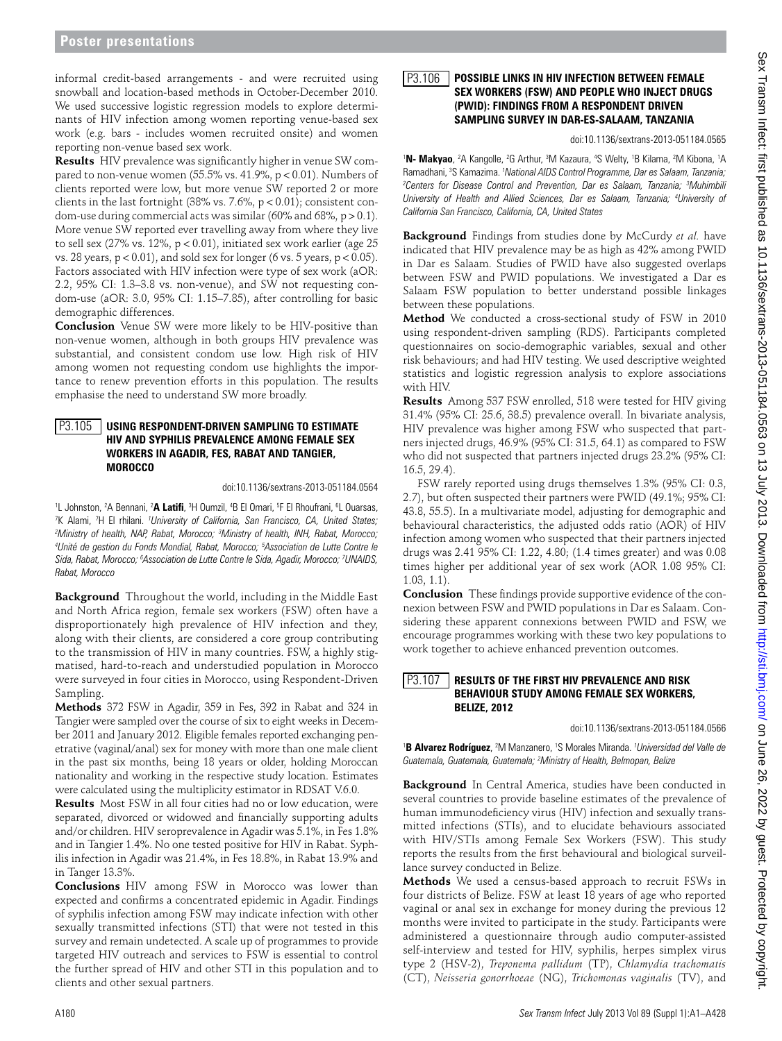informal credit-based arrangements - and were recruited using snowball and location-based methods in October-December 2010. We used successive logistic regression models to explore determinants of HIV infection among women reporting venue-based sex work (e.g. bars - includes women recruited onsite) and women reporting non-venue based sex work.

**Results** HIV prevalence was significantly higher in venue SW compared to non-venue women (55.5% vs. 41.9%, $p < 0.01$). Numbers of clients reported were low, but more venue SW reported 2 or more clients in the last fortnight (38% vs. 7.6%, $p < 0.01$); consistent condom-use during commercial acts was similar (60% and 68%, $p > 0.1$). More venue SW reported ever travelling away from where they live to sell sex (27% vs. 12%, $p < 0.01$), initiated sex work earlier (age 25 vs. 28 years, $p < 0.01$), and sold sex for longer (6 vs. 5 years, $p < 0.05$). Factors associated with HIV infection were type of sex work (aOR: 2.2, 95% CI: 1.3–3.8 vs. non-venue), and SW not requesting condom-use (aOR: 3.0, 95% CI: 1.15–7.85), after controlling for basic demographic differences.

**Conclusion** Venue SW were more likely to be HIV-positive than non-venue women, although in both groups HIV prevalence was substantial, and consistent condom use low. High risk of HIV among women not requesting condom use highlights the importance to renew prevention efforts in this population. The results emphasise the need to understand SW more broadly.

## P3.105 USING RESPONDENT-DRIVEN SAMPLING TO ESTIMATE HIV AND SYPHILIS PREVALENCE AMONG FEMALE SEX WORKERS IN AGADIR, FES, RABAT AND TANGIER, MOROCCO

doi:10.1136/sextrans-2013-051184.0564

[1]L Johnston, [2]A Bennani, [2]**A Latifi**, [3]H Oumzil, [4]B El Omari, [5]F El Rhoufrani, [6]L Ouarsas, [7]K Alami, [3]H El rhilani. [1]*University of California, San Francisco, CA, United States;* [2]*Ministry of health, NAP, Rabat, Morocco;* [3]*Ministry of health, INH, Rabat, Morocco;* [4]*Unité de gestion du Fonds Mondial, Rabat, Morocco;* [5]*Association de Lutte Contre le Sida, Rabat, Morocco;* [6]*Association de Lutte Contre le Sida, Agadir, Morocco;* [7]*UNAIDS, Rabat, Morocco*

**Background** Throughout the world, including in the Middle East and North Africa region, female sex workers (FSW) often have a disproportionately high prevalence of HIV infection and they, along with their clients, are considered a core group contributing to the transmission of HIV in many countries. FSW, a highly stigmatised, hard-to-reach and understudied population in Morocco were surveyed in four cities in Morocco, using Respondent-Driven Sampling.

**Methods** 372 FSW in Agadir, 359 in Fes, 392 in Rabat and 324 in Tangier were sampled over the course of six to eight weeks in December 2011 and January 2012. Eligible females reported exchanging penetrative (vaginal/anal) sex for money with more than one male client in the past six months, being 18 years or older, holding Moroccan nationality and working in the respective study location. Estimates were calculated using the multiplicity estimator in RDSAT V.6.0.

**Results** Most FSW in all four cities had no or low education, were separated, divorced or widowed and financially supporting adults and/or children. HIV seroprevalence in Agadir was 5.1%, in Fes 1.8% and in Tangier 1.4%. No one tested positive for HIV in Rabat. Syphilis infection in Agadir was 21.4%, in Fes 18.8%, in Rabat 13.9% and in Tanger 13.3%.

**Conclusions** HIV among FSW in Morocco was lower than expected and confirms a concentrated epidemic in Agadir. Findings of syphilis infection among FSW may indicate infection with other sexually transmitted infections (STI) that were not tested in this survey and remain undetected. A scale up of programmes to provide targeted HIV outreach and services to FSW is essential to control the further spread of HIV and other STI in this population and to clients and other sexual partners.

## P3.106 POSSIBLE LINKS IN HIV INFECTION BETWEEN FEMALE SEX WORKERS (FSW) AND PEOPLE WHO INJECT DRUGS (PWID): FINDINGS FROM A RESPONDENT DRIVEN SAMPLING SURVEY IN DAR-ES-SALAAM, TANZANIA

doi:10.1136/sextrans-2013-051184.0565

[1]**N- Makyao**, [2]A Kangolle, [2]G Arthur, [3]M Kazaura, [4]S Welty, [1]B Kilama, [2]M Kibona, [1]A Ramadhani, [3]S Kamazima. [1]*National AIDS Control Programme, Dar es Salaam, Tanzania;* [2]*Centers for Disease Control and Prevention, Dar es Salaam, Tanzania;* [3]*Muhimbili University of Health and Allied Sciences, Dar es Salaam, Tanzania;* [4]*University of California San Francisco, California, CA, United States*

**Background** Findings from studies done by McCurdy *et al.* have indicated that HIV prevalence may be as high as 42% among PWID in Dar es Salaam. Studies of PWID have also suggested overlaps between FSW and PWID populations. We investigated a Dar es Salaam FSW population to better understand possible linkages between these populations.

**Method** We conducted a cross-sectional study of FSW in 2010 using respondent-driven sampling (RDS). Participants completed questionnaires on socio-demographic variables, sexual and other risk behaviours; and had HIV testing. We used descriptive weighted statistics and logistic regression analysis to explore associations with HIV.

**Results** Among 537 FSW enrolled, 518 were tested for HIV giving 31.4% (95% CI: 25.6, 38.5) prevalence overall. In bivariate analysis, HIV prevalence was higher among FSW who suspected that partners injected drugs, 46.9% (95% CI: 31.5, 64.1) as compared to FSW who did not suspected that partners injected drugs 23.2% (95% CI: 16.5, 29.4).

FSW rarely reported using drugs themselves 1.3% (95% CI: 0.3, 2.7), but often suspected their partners were PWID (49.1%; 95% CI: 43.8, 55.5). In a multivariate model, adjusting for demographic and behavioural characteristics, the adjusted odds ratio (AOR) of HIV infection among women who suspected that their partners injected drugs was 2.41 95% CI: 1.22, 4.80; (1.4 times greater) and was 0.08 times higher per additional year of sex work (AOR 1.08 95% CI: 1.03, 1.1).

**Conclusion** These findings provide supportive evidence of the connexion between FSW and PWID populations in Dar es Salaam. Considering these apparent connexions between PWID and FSW, we encourage programmes working with these two key populations to work together to achieve enhanced prevention outcomes.

## P3.107 RESULTS OF THE FIRST HIV PREVALENCE AND RISK BEHAVIOUR STUDY AMONG FEMALE SEX WORKERS, BELIZE, 2012

doi:10.1136/sextrans-2013-051184.0566

[1]**B Alvarez Rodríguez**, [2]M Manzanero, [1]S Morales Miranda. [1]*Universidad del Valle de Guatemala, Guatemala, Guatemala;* [2]*Ministry of Health, Belmopan, Belize*

**Background** In Central America, studies have been conducted in several countries to provide baseline estimates of the prevalence of human immunodeficiency virus (HIV) infection and sexually transmitted infections (STIs), and to elucidate behaviours associated with HIV/STIs among Female Sex Workers (FSW). This study reports the results from the first behavioural and biological surveillance survey conducted in Belize.

**Methods** We used a census-based approach to recruit FSWs in four districts of Belize. FSW at least 18 years of age who reported vaginal or anal sex in exchange for money during the previous 12 months were invited to participate in the study. Participants were administered a questionnaire through audio computer-assisted self-interview and tested for HIV, syphilis, herpes simplex virus type 2 (HSV-2), *Treponema pallidum* (TP), *Chlamydia trachomatis* (CT), *Neisseria gonorrhoeae* (NG), *Trichomonas vaginalis* (TV), and